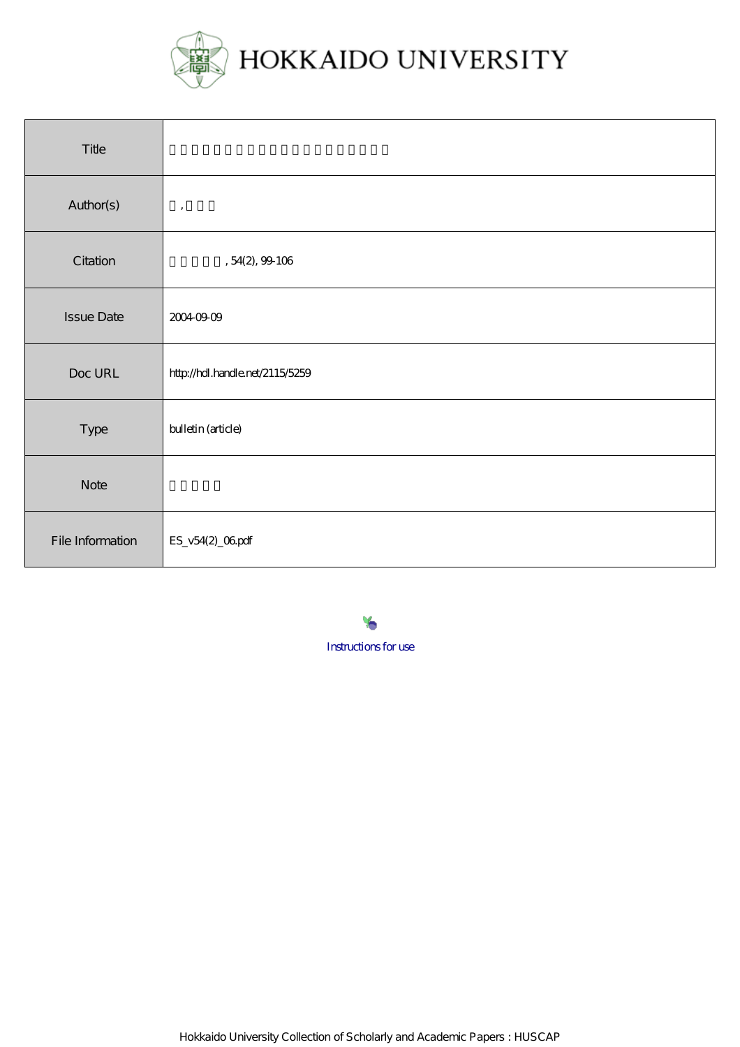HOKKAIDO UNIVERSITY

| | |
|---|---|
| Title | 　 |
| Author(s) | , |
| Citation | , 54(2), 99-106 |
| Issue Date | 2004-09-09 |
| Doc URL | http://hdl.handle.net/2115/5259 |
| Type | bulletin (article) |
| Note | |
| File Information | ES_v54(2)_06.pdf |

Instructions for use

Hokkaido University Collection of Scholarly and Academic Papers : HUSCAP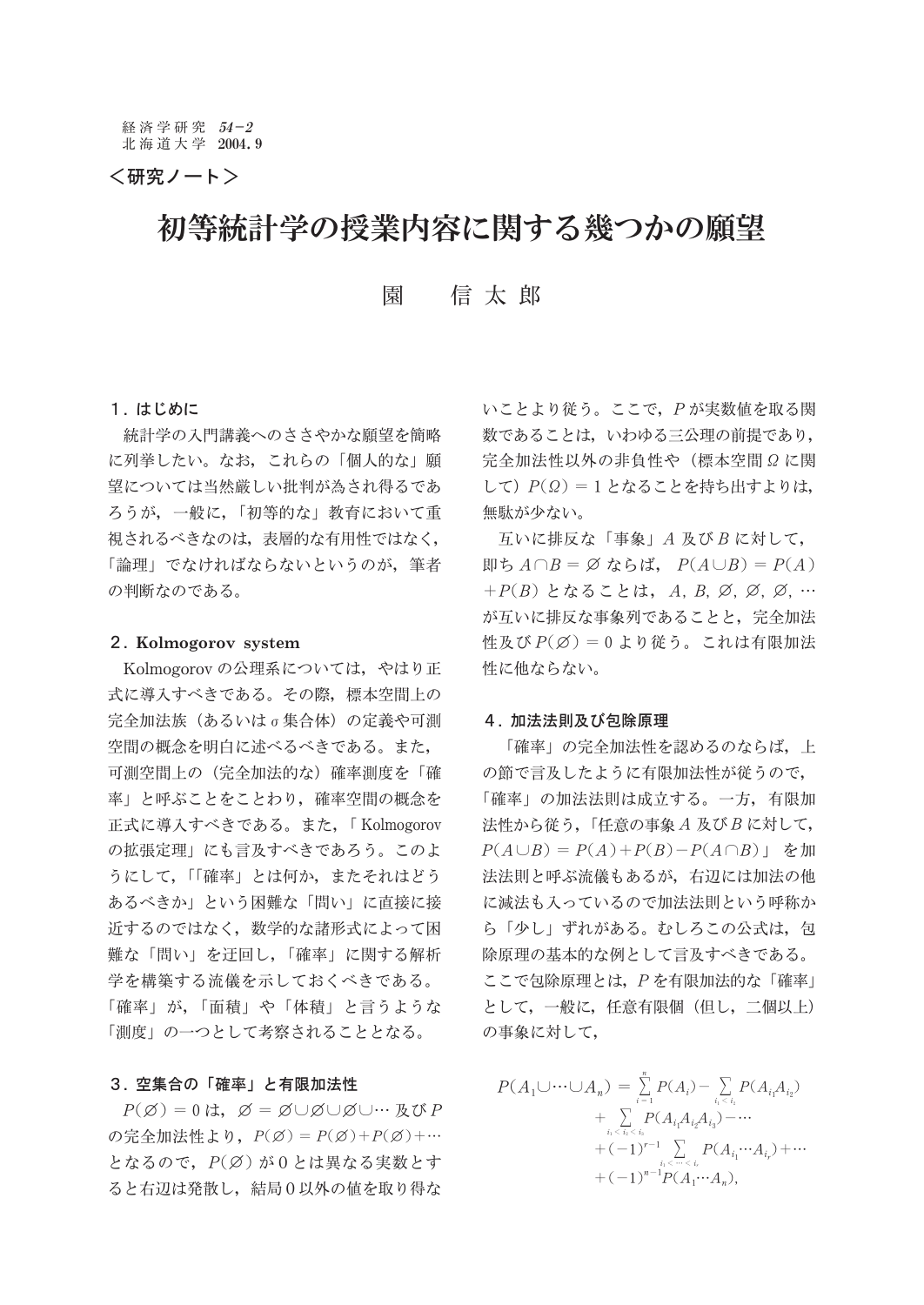＜研究ノート＞

# 初等統計学の授業内容に関する幾つかの願望

園　　信太郎

## 1．はじめに

統計学の入門講義へのささやかな願望を簡略に列挙したい。なお，これらの「個人的な」願望については当然厳しい批判が為され得るであろうが，一般に，「初等的な」教育において重視されるべきなのは，表層的な有用性ではなく，「論理」でなければならないというのが，筆者の判断なのである。

## 2．Kolmogorov system

Kolmogorov の公理系については，やはり正式に導入すべきである。その際，標本空間上の完全加法族（あるいは $\sigma$ 集合体）の定義や可測空間の概念を明白に述べるべきである。また，可測空間上の（完全加法的な）確率測度を「確率」と呼ぶことをことわり，確率空間の概念を正式に導入すべきである。また，「Kolmogorov の拡張定理」にも言及すべきであろう。このようにして，「「確率」とは何か，またそれはどうあるべきか」という困難な「問い」に直接に接近するのではなく，数学的な諸形式によって困難な「問い」を迂回し，「確率」に関する解析学を構築する流儀を示しておくべきである。「確率」が，「面積」や「体積」と言うような「測度」の一つとして考察されることとなる。

## 3．空集合の「確率」と有限加法性

$P(\varnothing)=0$ は，$\varnothing=\varnothing\cup\varnothing\cup\varnothing\cup\cdots$ 及び $P$ の完全加法性より，$P(\varnothing)=P(\varnothing)+P(\varnothing)+\cdots$ となるので，$P(\varnothing)$ が $0$ とは異なる実数とすると右辺は発散し，結局 $0$ 以外の値を取り得ないことより従う。ここで，$P$ が実数値を取る関数であることは，いわゆる三公理の前提であり，完全加法性以外の非負性や（標本空間 $\Omega$ に関して）$P(\Omega)=1$ となることを持ち出すよりは，無駄が少ない。

互いに排反な「事象」$A$ 及び $B$ に対して，即ち $A\cap B=\varnothing$ ならば，$P(A\cup B)=P(A)+P(B)$ となることは，$A, B, \varnothing, \varnothing, \varnothing, \cdots$ が互いに排反な事象列であることと，完全加法性及び $P(\varnothing)=0$ より従う。これは有限加法性に他ならない。

## 4．加法法則及び包除原理

「確率」の完全加法性を認めるのならば，上の節で言及したように有限加法性が従うので，「確率」の加法法則は成立する。一方，有限加法性から従う，「任意の事象 $A$ 及び $B$ に対して，$P(A\cup B)=P(A)+P(B)-P(A\cap B)$」を加法法則と呼ぶ流儀もあるが，右辺には加法の他に減法も入っているので加法法則という呼称から「少し」ずれがある。むしろこの公式は，包除原理の基本的な例として言及すべきである。ここで包除原理とは，$P$ を有限加法的な「確率」として，一般に，任意有限個（但し，二個以上）の事象に対して，

$$
\begin{aligned}
P(A_1\cup\cdots\cup A_n) &= \sum_{i=1}^{n} P(A_i) - \sum_{i_1<i_2} P(A_{i_1}A_{i_2}) \\
&\quad + \sum_{i_1<i_2<i_3} P(A_{i_1}A_{i_2}A_{i_3}) - \cdots \\
&\quad + (-1)^{r-1} \sum_{i_1<\cdots<i_r} P(A_{i_1}\cdots A_{i_r}) + \cdots \\
&\quad + (-1)^{n-1} P(A_1\cdots A_n),
\end{aligned}
$$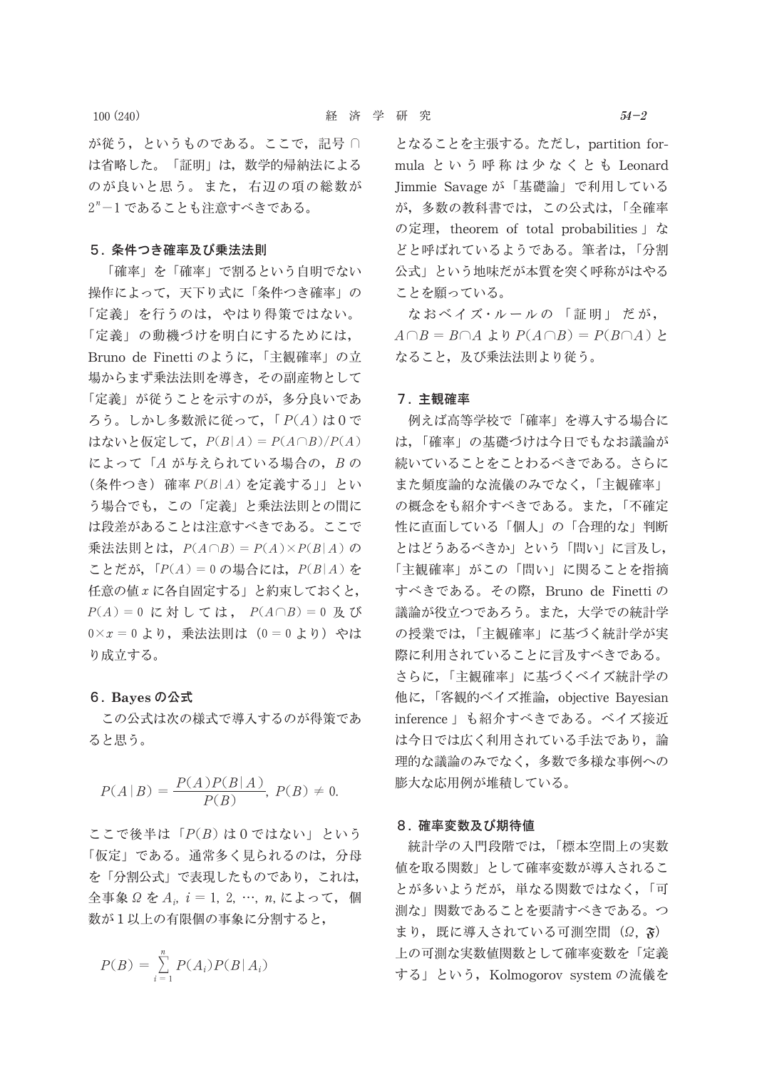が従う，というものである。ここで，記号 ∩ は省略した。「証明」は，数学的帰納法によるのが良いと思う。また，右辺の項の総数が $2^n-1$ であることも注意すべきである。

## 5．条件つき確率及び乗法法則

「確率」を「確率」で割るという自明でない操作によって，天下り式に「条件つき確率」の「定義」を行うのは，やはり得策ではない。「定義」の動機づけを明白にするためには，Bruno de Finetti のように，「主観確率」の立場からまず乗法法則を導き，その副産物として「定義」が従うことを示すのが，多分良いであろう。しかし多数派に従って，「$P(A)$ は 0 ではないと仮定して，$P(B|A)=P(A\cap B)/P(A)$ によって「$A$ が与えられている場合の，$B$ の（条件つき）確率 $P(B|A)$ を定義する」」という場合でも，この「定義」と乗法法則との間には段差があることは注意すべきである。ここで乗法法則とは，$P(A\cap B)=P(A)\times P(B|A)$ のことだが，「$P(A)=0$ の場合には，$P(B|A)$ を任意の値 $x$ に各自固定する」と約束しておくと，$P(A)=0$ に対しては，$P(A\cap B)=0$ 及び $0\times x=0$ より，乗法法則は（$0=0$ より）やはり成立する。

## 6．Bayes の公式

この公式は次の様式で導入するのが得策であると思う。

$$P(A|B)=\frac{P(A)P(B|A)}{P(B)},\ P(B)\neq 0.$$

ここで後半は「$P(B)$ は 0 ではない」という「仮定」である。通常多く見られるのは，分母を「分割公式」で表現したものであり，これは，全事象 $\Omega$ を $A_i,\ i=1,2,\cdots,n,$ によって，個数が 1 以上の有限個の事象に分割すると，

$$P(B)=\sum_{i=1}^{n}P(A_i)P(B|A_i)$$

となることを主張する。ただし，partition formula という呼称は少なくとも Leonard Jimmie Savage が「基礎論」で利用しているが，多数の教科書では，この公式は，「全確率の定理，theorem of total probabilities」などと呼ばれているようである。筆者は，「分割公式」という地味だが本質を突く呼称がはやることを願っている。

なおベイズ・ルールの「証明」だが，$A\cap B=B\cap A$ より $P(A\cap B)=P(B\cap A)$ となること，及び乗法法則より従う。

## 7．主観確率

例えば高等学校で「確率」を導入する場合には，「確率」の基礎づけは今日でもなお議論が続いていることをことわるべきである。さらにまた頻度論的な流儀のみでなく，「主観確率」の概念をも紹介すべきである。また，「不確定性に直面している「個人」の「合理的な」判断とはどうあるべきか」という「問い」に言及し，「主観確率」がこの「問い」に関ることを指摘すべきである。その際，Bruno de Finetti の議論が役立つであろう。また，大学での統計学の授業では，「主観確率」に基づく統計学が実際に利用されていることに言及すべきである。さらに，「主観確率」に基づくベイズ統計学の他に，「客観的ベイズ推論，objective Bayesian inference」も紹介すべきである。ベイズ接近は今日では広く利用されている手法であり，論理的な議論のみでなく，多数で多様な事例への膨大な応用例が堆積している。

## 8．確率変数及び期待値

統計学の入門段階では，「標本空間上の実数値を取る関数」として確率変数が導入されることが多いようだが，単なる関数ではなく，「可測な」関数であることを要請すべきである。つまり，既に導入されている可測空間 $(\Omega,\mathfrak{F})$ 上の可測な実数値関数として確率変数を「定義する」という，Kolmogorov system の流儀を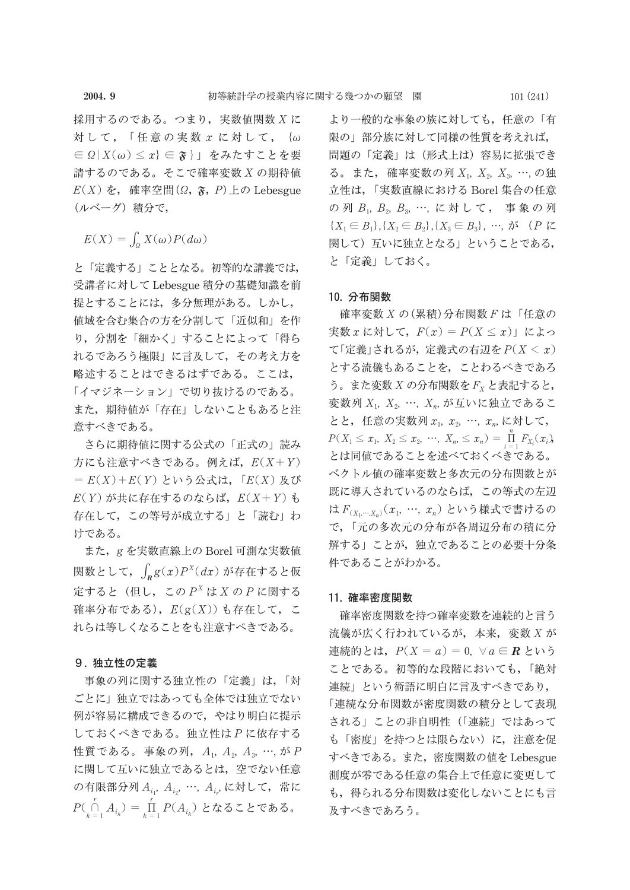採用するのである。つまり，実数値関数 $X$ に対して，「任意の実数 $x$ に対して，$\{\omega \in \Omega \mid X(\omega) \leq x\} \in \mathfrak{F}\}$」をみたすことを要請するのである。そこで確率変数 $X$ の期待値 $E(X)$ を，確率空間 $(\Omega, \mathfrak{F}, P)$ 上の Lebesgue（ルベーグ）積分で，

$$E(X) = \int_{\Omega} X(\omega) P(d\omega)$$

と「定義する」こととなる。初等的な講義では，受講者に対して Lebesgue 積分の基礎知識を前提とすることには，多分無理がある。しかし，値域を含む集合の方を分割して「近似和」を作り，分割を「細かく」することによって「得られるであろう極限」に言及して，その考え方を略述することはできるはずである。ここは，「イマジネーション」で切り抜けるのである。また，期待値が「存在」しないこともあると注意すべきである。

さらに期待値に関する公式の「正式の」読み方にも注意すべきである。例えば，$E(X+Y) = E(X)+E(Y)$ という公式は，「$E(X)$ 及び $E(Y)$ が共に存在するのならば，$E(X+Y)$ も存在して，この等号が成立する」と「読む」わけである。

また，$g$ を実数直線上の Borel 可測な実数値関数として，$\int_{\boldsymbol{R}} g(x) P^X(dx)$ が存在すると仮定すると（但し，この $P^X$ は $X$ の $P$ に関する確率分布である），$E(g(X))$ も存在して，これらは等しくなることをも注意すべきである。

## 9．独立性の定義

事象の列に関する独立性の「定義」は，「対ごとに」独立ではあっても全体では独立でない例が容易に構成できるので，やはり明白に提示しておくべきである。独立性は $P$ に依存する性質である。事象の列，$A_1, A_2, A_3, \cdots$, が $P$ に関して互いに独立であるとは，空でない任意の有限部分列 $A_{i_1}, A_{i_2}, \cdots, A_{i_r}$ に対して，常に $P(\bigcap_{k=1}^{r} A_{i_k}) = \prod_{k=1}^{r} P(A_{i_k})$ となることである。より一般的な事象の族に対しても，任意の「有限の」部分族に対して同様の性質を考えれば，問題の「定義」は（形式上は）容易に拡張できる。また，確率変数の列 $X_1, X_2, X_3, \cdots$, の独立性は，「実数直線における Borel 集合の任意の列 $B_1, B_2, B_3, \cdots$, に対して，事象の列 $\{X_1 \in B_1\}, \{X_2 \in B_2\}, \{X_3 \in B_3\}, \cdots$, が（$P$ に関して）互いに独立となる」ということである，と「定義」しておく。

## 10. 分布関数

確率変数 $X$ の（累積）分布関数 $F$ は「任意の実数 $x$ に対して，$F(x) = P(X \leq x)$」によって「定義」されるが，定義式の右辺を $P(X < x)$ とする流儀もあることを，ことわるべきであろう。また変数 $X$ の分布関数を $F_X$ と表記すると，変数列 $X_1, X_2, \cdots, X_n$, が互いに独立であることと，任意の実数列 $x_1, x_2, \cdots, x_n$, に対して，$P(X_1 \leq x_1, X_2 \leq x_2, \cdots, X_n \leq x_n) = \prod_{i=1}^{n} F_{X_i}(x_i)$，とは同値であることを述べておくべきである。ベクトル値の確率変数と多次元の分布関数とが既に導入されているのならば，この等式の左辺は $F_{(X_1, \cdots, X_n)}(x_1, \cdots, x_n)$ という様式で書けるので，「元の多次元の分布が各周辺分布の積に分解する」ことが，独立であることの必要十分条件であることがわかる。

## 11. 確率密度関数

確率密度関数を持つ確率変数を連続的と言う流儀が広く行われているが，本来，変数 $X$ が連続的とは，$P(X = a) = 0, \ \forall a \in \boldsymbol{R}$ ということである。初等的な段階においても，「絶対連続」という術語に明白に言及すべきであり，「連続な分布関数が密度関数の積分として表現される」ことの非自明性（「連続」ではあっても「密度」を持つとは限らない）に，注意を促すべきである。また，密度関数の値を Lebesgue 測度が零である任意の集合上で任意に変更しても，得られる分布関数は変化しないことにも言及すべきであろう。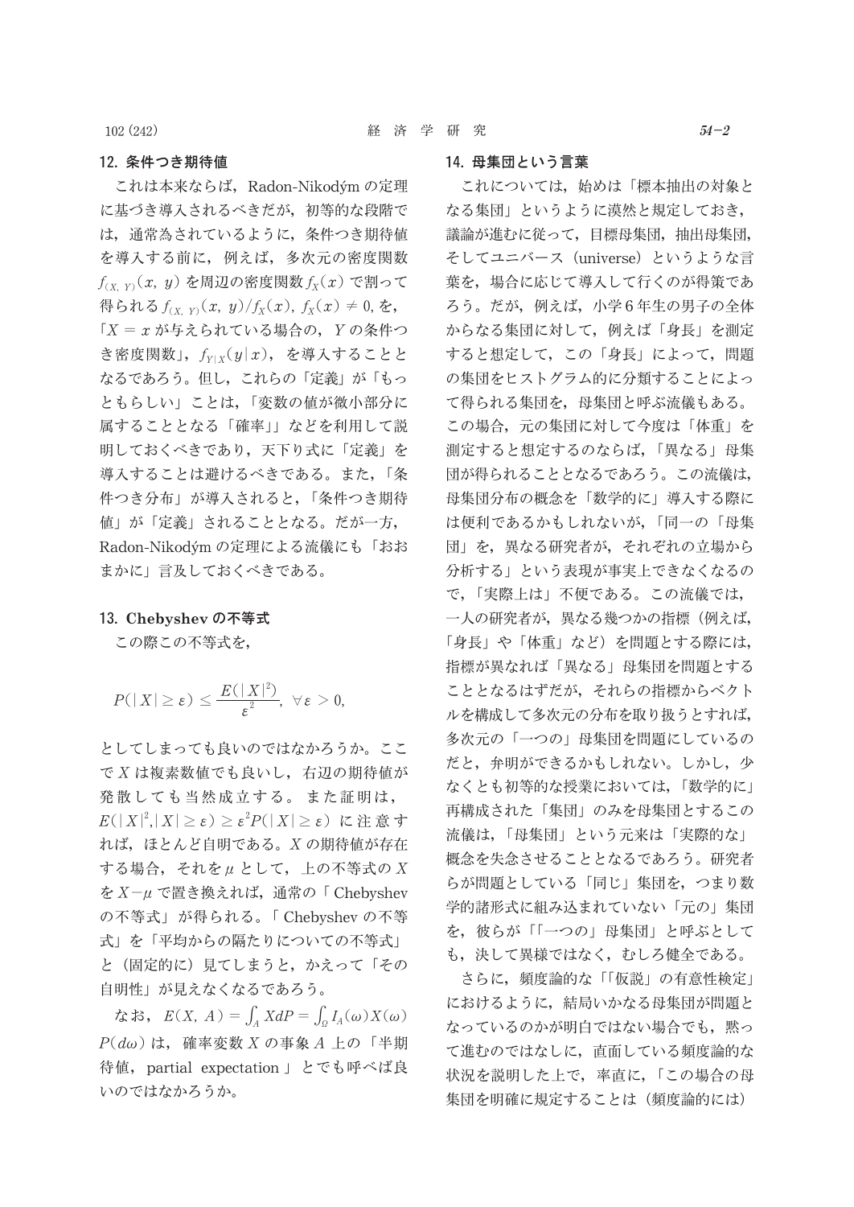## 12. 条件つき期待値

これは本来ならば，Radon-Nikodým の定理に基づき導入されるべきだが，初等的な段階では，通常為されているように，条件つき期待値を導入する前に，例えば，多次元の密度関数 $f_{(X,\ Y)}(x,\ y)$ を周辺の密度関数 $f_X(x)$ で割って得られる $f_{(X,\ Y)}(x,\ y)/f_X(x),\ f_X(x) \neq 0,$ を，「$X = x$ が与えられている場合の，$Y$ の条件つき密度関数」，$f_{Y|X}(y|x)$，を導入することとなるであろう。但し，これらの「定義」が「もっともらしい」ことは，「変数の値が微小部分に属することとなる「確率」」などを利用して説明しておくべきであり，天下り式に「定義」を導入することは避けるべきである。また，「条件つき分布」が導入されると，「条件つき期待値」が「定義」されることとなる。だが一方，Radon-Nikodým の定理による流儀にも「おおまかに」言及しておくべきである。

## 13. Chebyshev の不等式

この際この不等式を，

$$P(|X| \geq \varepsilon) \leq \frac{E(|X|^2)}{\varepsilon^2},\ \forall \varepsilon > 0,$$

としてしまっても良いのではなかろうか。ここで $X$ は複素数値でも良いし，右辺の期待値が発散しても当然成立する。また証明は，$E(|X|^2, |X| \geq \varepsilon) \geq \varepsilon^2 P(|X| \geq \varepsilon)$ に注意すれば，ほとんど自明である。$X$ の期待値が存在する場合，それを $\mu$ として，上の不等式の $X$ を $X - \mu$ で置き換えれば，通常の「 Chebyshev の不等式」が得られる。「 Chebyshev の不等式」を「平均からの隔たりについての不等式」と（固定的に）見てしまうと，かえって「その自明性」が見えなくなるであろう。

なお，$E(X,\ A) = \int_A X dP = \int_\Omega I_A(\omega) X(\omega) P(d\omega)$ は，確率変数 $X$ の事象 $A$ 上の「半期待値，partial expectation 」とでも呼べば良いのではなかろうか。

## 14. 母集団という言葉

これについては，始めは「標本抽出の対象となる集団」というように漠然と規定しておき，議論が進むに従って，目標母集団，抽出母集団，そしてユニバース（universe）というような言葉を，場合に応じて導入して行くのが得策であろう。だが，例えば，小学6年生の男子の全体からなる集団に対して，例えば「身長」を測定すると想定して，この「身長」によって，問題の集団をヒストグラム的に分類することによって得られる集団を，母集団と呼ぶ流儀もある。この場合，元の集団に対して今度は「体重」を測定すると想定するのならば，「異なる」母集団が得られることとなるであろう。この流儀は，母集団分布の概念を「数学的に」導入する際には便利であるかもしれないが，「同一の「母集団」を，異なる研究者が，それぞれの立場から分析する」という表現が事実上できなくなるので，「実際上は」不便である。この流儀では，一人の研究者が，異なる幾つかの指標（例えば，「身長」や「体重」など）を問題とする際には，指標が異なれば「異なる」母集団を問題とすることとなるはずだが，それらの指標からベクトルを構成して多次元の分布を取り扱うとすれば，多次元の「一つの」母集団を問題にしているのだと，弁明ができるかもしれない。しかし，少なくとも初等的な授業においては，「数学的に」再構成された「集団」のみを母集団とするこの流儀は，「母集団」という元来は「実際的な」概念を失念させることとなるであろう。研究者らが問題としている「同じ」集団を，つまり数学的諸形式に組み込まれていない「元の」集団を，彼らが「「一つの」母集団」と呼ぶとしても，決して異様ではなく，むしろ健全である。

さらに，頻度論的な「「仮説」の有意性検定」におけるように，結局いかなる母集団が問題となっているのかが明白ではない場合でも，黙って進むのではなしに，直面している頻度論的な状況を説明した上で，率直に，「この場合の母集団を明確に規定することは（頻度論的には）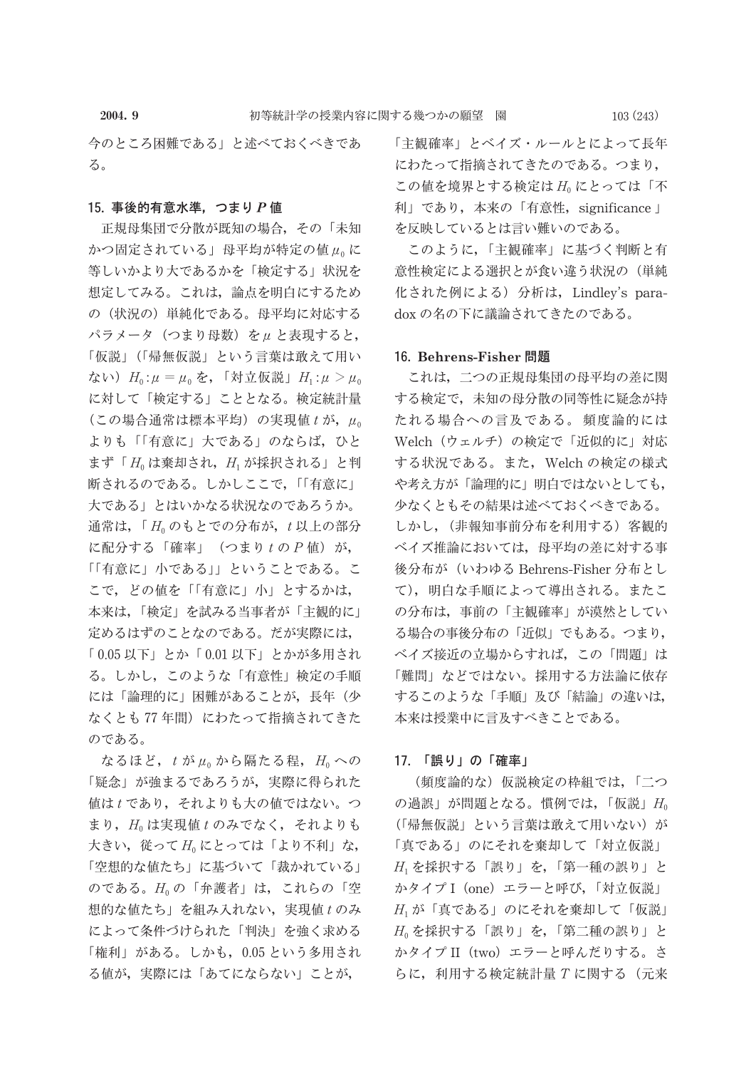今のところ困難である」と述べておくべきである。

## 15. 事後的有意水準，つまり $P$ 値

正規母集団で分散が既知の場合，その「未知かつ固定されている」母平均が特定の値 $\mu_0$ に等しいかより大であるかを「検定する」状況を想定してみる。これは，論点を明白にするための（状況の）単純化である。母平均に対応するパラメータ（つまり母数）を $\mu$ と表現すると，「仮説」（「帰無仮説」という言葉は敢えて用いない）$H_0 : \mu = \mu_0$ を，「対立仮説」$H_1 : \mu > \mu_0$ に対して「検定する」こととなる。検定統計量（この場合通常は標本平均）の実現値 $t$ が，$\mu_0$ よりも「「有意に」大である」のならば，ひとまず「$H_0$ は棄却され，$H_1$ が採択される」と判断されるのである。しかしここで，「「有意に」大である」とはいかなる状況なのであろうか。通常は，「$H_0$ のもとでの分布が，$t$ 以上の部分に配分する「確率」（つまり $t$ の $P$ 値）が，「「有意に」小である」」ということである。ここで，どの値を「「有意に」小」とするかは，本来は，「検定」を試みる当事者が「主観的に」定めるはずのことなのである。だが実際には，「0.05 以下」とか「0.01 以下」とかが多用される。しかし，このような「有意性」検定の手順には「論理的に」困難があることが，長年（少なくとも 77 年間）にわたって指摘されてきたのである。

なるほど，$t$ が $\mu_0$ から隔たる程，$H_0$ への「疑念」が強まるであろうが，実際に得られた値は $t$ であり，それよりも大の値ではない。つまり，$H_0$ は実現値 $t$ のみでなく，それよりも大きい，従って $H_0$ にとっては「より不利」な，「空想的な値たち」に基づいて「裁かれている」のである。$H_0$ の「弁護者」は，これらの「空想的な値たち」を組み入れない，実現値 $t$ のみによって条件づけられた「判決」を強く求める「権利」がある。しかも，0.05 という多用される値が，実際には「あてにならない」ことが，「主観確率」とベイズ・ルールとによって長年にわたって指摘されてきたのである。つまり，この値を境界とする検定は $H_0$ にとっては「不利」であり，本来の「有意性，significance」を反映しているとは言い難いのである。

このように，「主観確率」に基づく判断と有意性検定による選択とが食い違う状況の（単純化された例による）分析は，Lindley's paradox の名の下に議論されてきたのである。

## 16. Behrens-Fisher 問題

これは，二つの正規母集団の母平均の差に関する検定で，未知の母分散の同等性に疑念が持たれる場合への言及である。頻度論的には Welch（ウェルチ）の検定で「近似的に」対応する状況である。また，Welch の検定の様式や考え方が「論理的に」明白ではないとしても，少なくともその結果は述べておくべきである。しかし，（非報知事前分布を利用する）客観的ベイズ推論においては，母平均の差に対する事後分布が（いわゆる Behrens-Fisher 分布として），明白な手順によって導出される。またこの分布は，事前の「主観確率」が漠然としている場合の事後分布の「近似」でもある。つまり，ベイズ接近の立場からすれば，この「問題」は「難問」などではない。採用する方法論に依存するこのような「手順」及び「結論」の違いは，本来は授業中に言及すべきことである。

## 17. 「誤り」の「確率」

（頻度論的な）仮説検定の枠組では，「二つの過誤」が問題となる。慣例では，「仮説」$H_0$（「帰無仮説」という言葉は敢えて用いない）が「真である」のにそれを棄却して「対立仮説」$H_1$ を採択する「誤り」を，「第一種の誤り」とかタイプ I（one）エラーと呼び，「対立仮説」$H_1$ が「真である」のにそれを棄却して「仮説」$H_0$ を採択する「誤り」を，「第二種の誤り」とかタイプ II（two）エラーと呼んだりする。さらに，利用する検定統計量 $T$ に関する（元来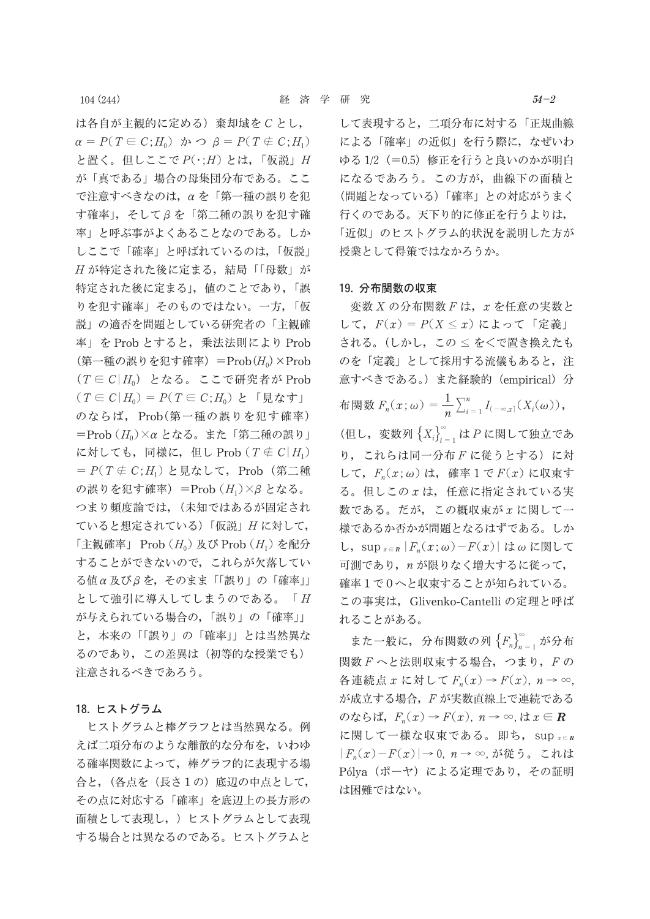は各自が主観的に定める）棄却域を $C$ とし，$\alpha = P(T \in C; H_0)$ かつ $\beta = P(T \notin C; H_1)$ と置く。但しここで $P(\cdot; H)$ とは，「仮説」$H$ が「真である」場合の母集団分布である。ここで注意すべきなのは，$\alpha$ を「第一種の誤りを犯す確率」，そして $\beta$ を「第二種の誤りを犯す確率」と呼ぶ事がよくあることなのである。しかしここで「確率」と呼ばれているのは，「仮説」$H$ が特定された後に定まる，結局「「母数」が特定された後に定まる」，値のことであり，「誤りを犯す確率」そのものではない。一方，「仮説」の適否を問題としている研究者の「主観確率」を Prob とすると，乗法法則により Prob（第一種の誤りを犯す確率）＝Prob$(H_0)$×Prob$(T \in C | H_0)$ となる。ここで研究者が Prob$(T \in C | H_0) = P(T \in C; H_0)$ と「見なす」のならば，Prob(第一種の誤りを犯す確率)＝Prob$(H_0)$×$\alpha$ となる。また「第二種の誤り」に対しても，同様に，但し Prob$(T \notin C | H_1) = P(T \notin C; H_1)$ と見なして，Prob（第二種の誤りを犯す確率）＝Prob$(H_1)$×$\beta$ となる。つまり頻度論では，（未知ではあるが固定されていると想定されている）「仮説」$H$ に対して，「主観確率」Prob$(H_0)$ 及び Prob$(H_1)$ を配分することができないので，これらが欠落している値 $\alpha$ 及び $\beta$ を，そのまま「「誤り」の「確率」」として強引に導入してしまうのである。「$H$ が与えられている場合の，「誤り」の「確率」」と，本来の「「誤り」の「確率」」とは当然異なるのであり，この差異は（初等的な授業でも）注意されるべきであろう。

## 18. ヒストグラム

ヒストグラムと棒グラフとは当然異なる。例えば二項分布のような離散的な分布を，いわゆる確率関数によって，棒グラフ的に表現する場合と，（各点を（長さ1の）底辺の中点として，その点に対応する「確率」を底辺上の長方形の面積として表現し，）ヒストグラムとして表現する場合とは異なるのである。ヒストグラムとして表現すると，二項分布に対する「正規曲線による「確率」の近似」を行う際に，なぜいわゆる 1/2（＝0.5）修正を行うと良いのかが明白になるであろう。この方が，曲線下の面積と（問題となっている）「確率」との対応がうまく行くのである。天下り的に修正を行うよりは，「近似」のヒストグラム的状況を説明した方が授業として得策ではなかろうか。

## 19. 分布関数の収束

変数 $X$ の分布関数 $F$ は，$x$ を任意の実数として，$F(x) = P(X \leq x)$ によって「定義」される。（しかし，この $\leq$ を$<$で置き換えたものを「定義」として採用する流儀もあると，注意すべきである。）また経験的（empirical）分布関数 $F_n(x; \omega) = \dfrac{1}{n}\sum_{i=1}^{n} I_{(-\infty, x]}(X_i(\omega))$，（但し，変数列 $\{X_i\}_{i=1}^{\infty}$ は $P$ に関して独立であり，これらは同一分布 $F$ に従うとする）に対して，$F_n(x; \omega)$ は，確率1で $F(x)$ に収束する。但しこの $x$ は，任意に指定されている実数である。だが，この概収束が $x$ に関して一様であるか否かが問題となるはずである。しかし，$\sup_{x \in \boldsymbol{R}} |F_n(x; \omega) - F(x)|$ は $\omega$ に関して可測であり，$n$ が限りなく増大するに従って，確率1で0へと収束することが知られている。この事実は，Glivenko-Cantelli の定理と呼ばれることがある。

また一般に，分布関数の列 $\{F_n\}_{n=1}^{\infty}$ が分布関数 $F$ へと法則収束する場合，つまり，$F$ の各連続点 $x$ に対して $F_n(x) \to F(x)$, $n \to \infty$, が成立する場合，$F$ が実数直線上で連続であるのならば，$F_n(x) \to F(x)$, $n \to \infty$, は $x \in \boldsymbol{R}$ に関して一様な収束である。即ち，$\sup_{x \in \boldsymbol{R}} |F_n(x) - F(x)| \to 0$, $n \to \infty$, が従う。これは Pólya（ポーヤ）による定理であり，その証明は困難ではない。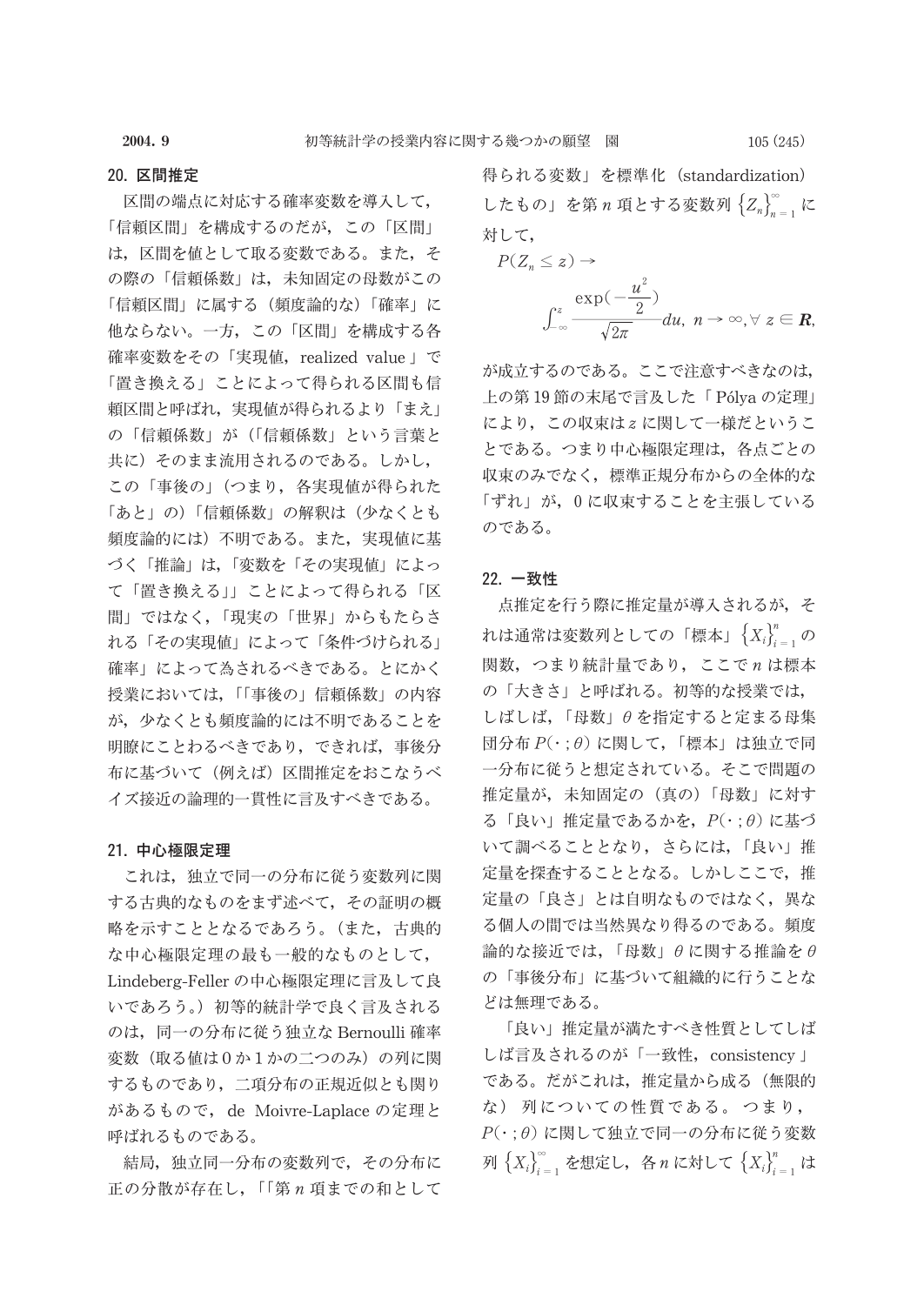### 20. 区間推定

区間の端点に対応する確率変数を導入して，「信頼区間」を構成するのだが，この「区間」は，区間を値として取る変数である。また，その際の「信頼係数」は，未知固定の母数がこの「信頼区間」に属する（頻度論的な）「確率」に他ならない。一方，この「区間」を構成する各確率変数をその「実現値，realized value」で「置き換える」ことによって得られる区間も信頼区間と呼ばれ，実現値が得られるより「まえ」の「信頼係数」が（「信頼係数」という言葉と共に）そのまま流用されるのである。しかし，この「事後の」（つまり，各実現値が得られた「あと」の）「信頼係数」の解釈は（少なくとも頻度論的には）不明である。また，実現値に基づく「推論」は，「変数を「その実現値」によって「置き換える」」ことによって得られる「区間」ではなく，「現実の「世界」からもたらされる「その実現値」によって「条件づけられる」確率」によって為されるべきである。とにかく授業においては，「「事後の」信頼係数」の内容が，少なくとも頻度論的には不明であることを明瞭にことわるべきであり，できれば，事後分布に基づいて（例えば）区間推定をおこなうベイズ接近の論理的一貫性に言及すべきである。

### 21. 中心極限定理

これは，独立で同一の分布に従う変数列に関する古典的なものをまず述べて，その証明の概略を示すこととなるであろう。（また，古典的な中心極限定理の最も一般的なものとして，Lindeberg-Feller の中心極限定理に言及して良いであろう。）初等的統計学で良く言及されるのは，同一の分布に従う独立な Bernoulli 確率変数（取る値は 0 か 1 かの二つのみ）の列に関するものであり，二項分布の正規近似とも関りがあるもので，de Moivre-Laplace の定理と呼ばれるものである。

結局，独立同一分布の変数列で，その分布に正の分散が存在し，「「第 $n$ 項までの和として得られる変数」を標準化（standardization）したもの」を第 $n$ 項とする変数列 $\left\{Z_n\right\}_{n=1}^{\infty}$ に対して，

$$P(Z_n \leq z) \rightarrow \int_{-\infty}^{z} \frac{\exp(-\frac{u^2}{2})}{\sqrt{2\pi}} du,\ n \rightarrow \infty, \forall\ z \in \boldsymbol{R},$$

が成立するのである。ここで注意すべきなのは，上の第 19 節の末尾で言及した「Pólya の定理」により，この収束は $z$ に関して一様だということである。つまり中心極限定理は，各点ごとの収束のみでなく，標準正規分布からの全体的な「ずれ」が，0 に収束することを主張しているのである。

### 22. 一致性

点推定を行う際に推定量が導入されるが，それは通常は変数列としての「標本」$\left\{X_i\right\}_{i=1}^{n}$ の関数，つまり統計量であり，ここで $n$ は標本の「大きさ」と呼ばれる。初等的な授業では，しばしば，「母数」$\theta$ を指定すると定まる母集団分布 $P(\cdot\,;\theta)$ に関して，「標本」は独立で同一分布に従うと想定されている。そこで問題の推定量が，未知固定の（真の）「母数」に対する「良い」推定量であるかを，$P(\cdot\,;\theta)$ に基づいて調べることとなり，さらには，「良い」推定量を探索することとなる。しかしここで，推定量の「良さ」とは自明なものではなく，異なる個人の間では当然異なり得るのである。頻度論的な接近では，「母数」$\theta$ に関する推論を $\theta$ の「事後分布」に基づいて組織的に行うことなどは無理である。

「良い」推定量が満たすべき性質としてしばしば言及されるのが「一致性，consistency」である。だがこれは，推定量から成る（無限的な）列についての性質である。つまり，$P(\cdot\,;\theta)$ に関して独立で同一の分布に従う変数列 $\left\{X_i\right\}_{i=1}^{\infty}$ を想定し，各 $n$ に対して $\left\{X_i\right\}_{i=1}^{n}$ は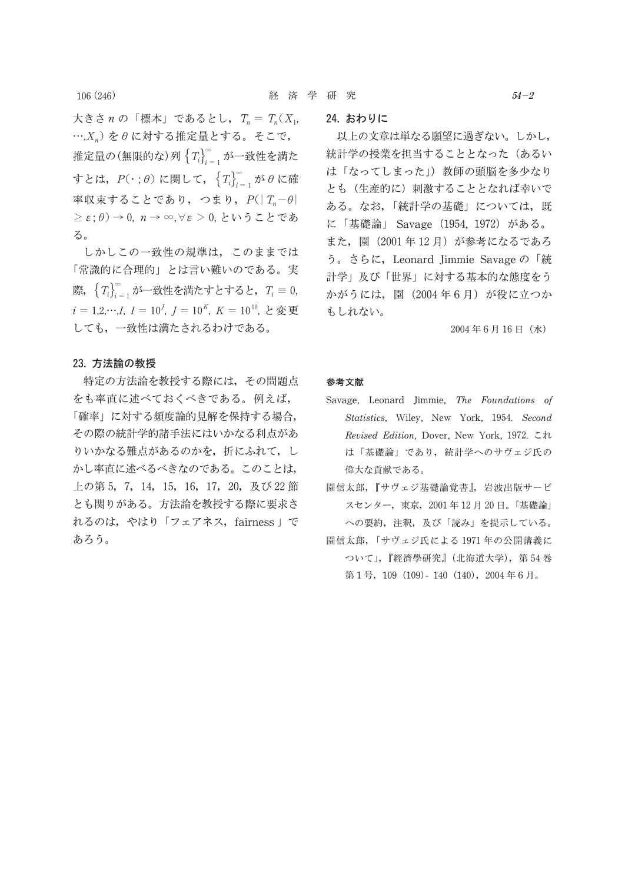大きさ $n$ の「標本」であるとし，$T_n = T_n(X_1, \cdots, X_n)$ を $\theta$ に対する推定量とする。そこで，推定量の（無限的な）列 $\{T_i\}_{i=1}^{\infty}$ が一致性を満たすとは，$P(\cdot\,;\theta)$ に関して，$\{T_i\}_{i=1}^{\infty}$ が $\theta$ に確率収束することであり，つまり，$P(|T_n - \theta| \geq \varepsilon;\theta) \to 0,\ n \to \infty, \forall \varepsilon > 0,$ ということである。

しかしこの一致性の規準は，このままでは「常識的に合理的」とは言い難いのである。実際，$\{T_i\}_{i=1}^{\infty}$ が一致性を満たすとすると，$T_i \equiv 0,\ i = 1,2,\cdots,I,\ I = 10^J,\ J = 10^K,\ K = 10^{10},$ と変更しても，一致性は満たされるわけである。

## 23. 方法論の教授

特定の方法論を教授する際には，その問題点をも率直に述べておくべきである。例えば，「確率」に対する頻度論的見解を保持する場合，その際の統計学的諸手法にはいかなる利点がありいかなる難点があるのかを，折にふれて，しかし率直に述べるべきなのである。このことは，上の第 5，7，14，15，16，17，20，及び 22 節とも関りがある。方法論を教授する際に要求されるのは，やはり「フェアネス，fairness」であろう。

## 24. おわりに

以上の文章は単なる願望に過ぎない。しかし，統計学の授業を担当することとなった（あるいは「なってしまった」）教師の頭脳を多少なりとも（生産的に）刺激することとなれば幸いである。なお，「統計学の基礎」については，既に「基礎論」Savage（1954, 1972）がある。また，園（2001 年 12 月）が参考になるであろう。さらに，Leonard Jimmie Savage の「統計学」及び「世界」に対する基本的な態度をうかがうには，園（2004 年 6 月）が役に立つかもしれない。

2004 年 6 月 16 日（水）

### 参考文献

Savage, Leonard Jimmie, *The Foundations of Statistics*, Wiley, New York, 1954. *Second Revised Edition,* Dover, New York, 1972. これは「基礎論」であり，統計学へのサヴェジ氏の偉大な貢献である。

園信太郎，『サヴェジ基礎論覚書』，岩波出版サービスセンター，東京，2001 年 12 月 20 日。「基礎論」への要約，注釈，及び「読み」を提示している。

園信太郎，「サヴェジ氏による 1971 年の公開講義について」，『經濟學研究』（北海道大学），第 54 巻第 1 号，109（109）- 140（140），2004 年 6 月。